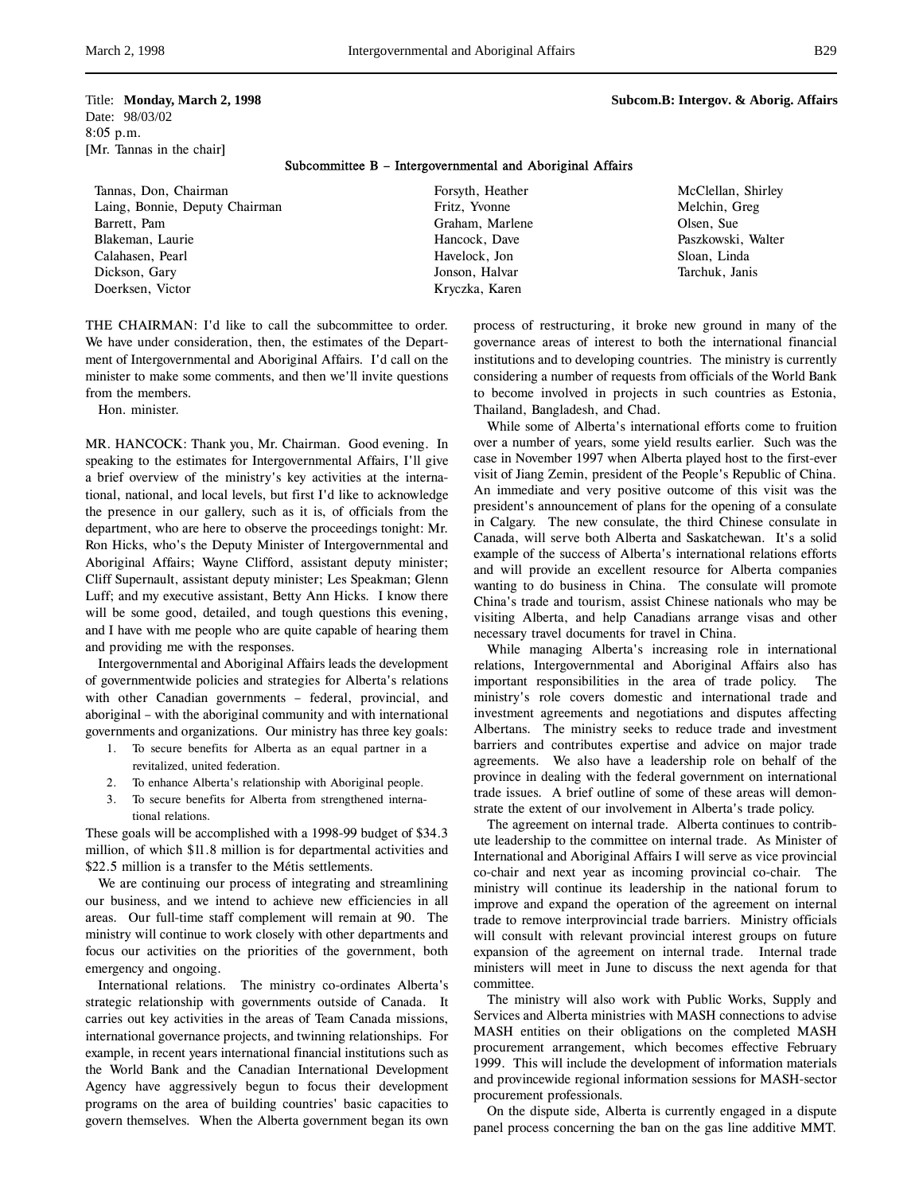Title: **Monday, March 2, 1998** **Subcom.B: Intergov. & Aborig. Affairs**
Date: 98/03/02
8:05 p.m.
[Mr. Tannas in the chair]

## Subcommittee B – Intergovernmental and Aboriginal Affairs

| | | |
|---|---|---|
| Tannas, Don, Chairman | Forsyth, Heather | McClellan, Shirley |
| Laing, Bonnie, Deputy Chairman | Fritz, Yvonne | Melchin, Greg |
| Barrett, Pam | Graham, Marlene | Olsen, Sue |
| Blakeman, Laurie | Hancock, Dave | Paszkowski, Walter |
| Calahasen, Pearl | Havelock, Jon | Sloan, Linda |
| Dickson, Gary | Jonson, Halvar | Tarchuk, Janis |
| Doerksen, Victor | Kryczka, Karen | |

THE CHAIRMAN: I'd like to call the subcommittee to order. We have under consideration, then, the estimates of the Department of Intergovernmental and Aboriginal Affairs. I'd call on the minister to make some comments, and then we'll invite questions from the members.

Hon. minister.

MR. HANCOCK: Thank you, Mr. Chairman. Good evening. In speaking to the estimates for Intergovernmental Affairs, I'll give a brief overview of the ministry's key activities at the international, national, and local levels, but first I'd like to acknowledge the presence in our gallery, such as it is, of officials from the department, who are here to observe the proceedings tonight: Mr. Ron Hicks, who's the Deputy Minister of Intergovernmental and Aboriginal Affairs; Wayne Clifford, assistant deputy minister; Cliff Supernault, assistant deputy minister; Les Speakman; Glenn Luff; and my executive assistant, Betty Ann Hicks. I know there will be some good, detailed, and tough questions this evening, and I have with me people who are quite capable of hearing them and providing me with the responses.

Intergovernmental and Aboriginal Affairs leads the development of governmentwide policies and strategies for Alberta's relations with other Canadian governments – federal, provincial, and aboriginal – with the aboriginal community and with international governments and organizations. Our ministry has three key goals:

1. To secure benefits for Alberta as an equal partner in a revitalized, united federation.
2. To enhance Alberta's relationship with Aboriginal people.
3. To secure benefits for Alberta from strengthened international relations.

These goals will be accomplished with a 1998-99 budget of $34.3 million, of which $11.8 million is for departmental activities and $22.5 million is a transfer to the Métis settlements.

We are continuing our process of integrating and streamlining our business, and we intend to achieve new efficiencies in all areas. Our full-time staff complement will remain at 90. The ministry will continue to work closely with other departments and focus our activities on the priorities of the government, both emergency and ongoing.

International relations. The ministry co-ordinates Alberta's strategic relationship with governments outside of Canada. It carries out key activities in the areas of Team Canada missions, international governance projects, and twinning relationships. For example, in recent years international financial institutions such as the World Bank and the Canadian International Development Agency have aggressively begun to focus their development programs on the area of building countries' basic capacities to govern themselves. When the Alberta government began its own process of restructuring, it broke new ground in many of the governance areas of interest to both the international financial institutions and to developing countries. The ministry is currently considering a number of requests from officials of the World Bank to become involved in projects in such countries as Estonia, Thailand, Bangladesh, and Chad.

While some of Alberta's international efforts come to fruition over a number of years, some yield results earlier. Such was the case in November 1997 when Alberta played host to the first-ever visit of Jiang Zemin, president of the People's Republic of China. An immediate and very positive outcome of this visit was the president's announcement of plans for the opening of a consulate in Calgary. The new consulate, the third Chinese consulate in Canada, will serve both Alberta and Saskatchewan. It's a solid example of the success of Alberta's international relations efforts and will provide an excellent resource for Alberta companies wanting to do business in China. The consulate will promote China's trade and tourism, assist Chinese nationals who may be visiting Alberta, and help Canadians arrange visas and other necessary travel documents for travel in China.

While managing Alberta's increasing role in international relations, Intergovernmental and Aboriginal Affairs also has important responsibilities in the area of trade policy. The ministry's role covers domestic and international trade and investment agreements and negotiations and disputes affecting Albertans. The ministry seeks to reduce trade and investment barriers and contributes expertise and advice on major trade agreements. We also have a leadership role on behalf of the province in dealing with the federal government on international trade issues. A brief outline of some of these areas will demonstrate the extent of our involvement in Alberta's trade policy.

The agreement on internal trade. Alberta continues to contribute leadership to the committee on internal trade. As Minister of International and Aboriginal Affairs I will serve as vice provincial co-chair and next year as incoming provincial co-chair. The ministry will continue its leadership in the national forum to improve and expand the operation of the agreement on internal trade to remove interprovincial trade barriers. Ministry officials will consult with relevant provincial interest groups on future expansion of the agreement on internal trade. Internal trade ministers will meet in June to discuss the next agenda for that committee.

The ministry will also work with Public Works, Supply and Services and Alberta ministries with MASH connections to advise MASH entities on their obligations on the completed MASH procurement arrangement, which becomes effective February 1999. This will include the development of information materials and provincewide regional information sessions for MASH-sector procurement professionals.

On the dispute side, Alberta is currently engaged in a dispute panel process concerning the ban on the gas line additive MMT.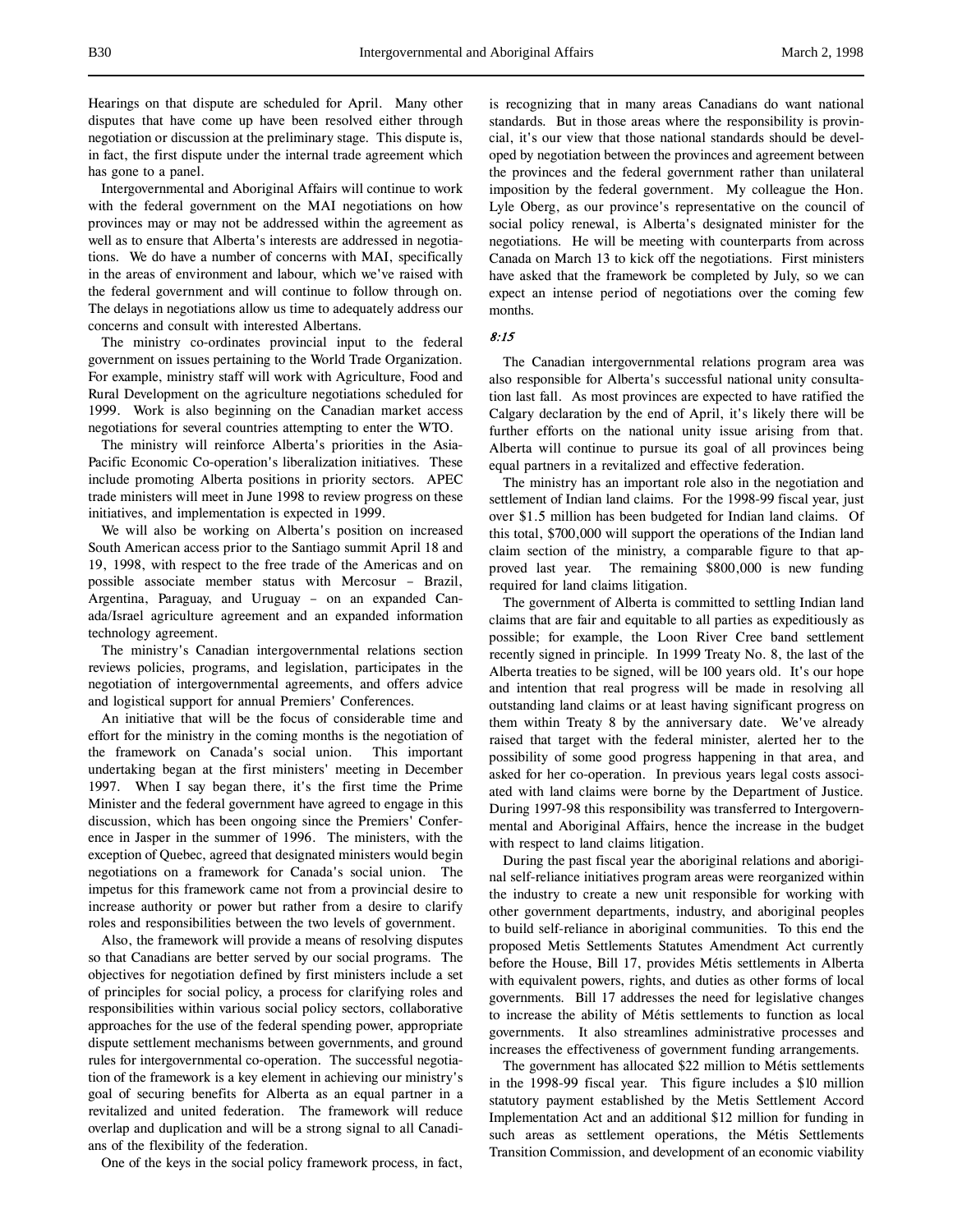Hearings on that dispute are scheduled for April. Many other disputes that have come up have been resolved either through negotiation or discussion at the preliminary stage. This dispute is, in fact, the first dispute under the internal trade agreement which has gone to a panel.

Intergovernmental and Aboriginal Affairs will continue to work with the federal government on the MAI negotiations on how provinces may or may not be addressed within the agreement as well as to ensure that Alberta's interests are addressed in negotiations. We do have a number of concerns with MAI, specifically in the areas of environment and labour, which we've raised with the federal government and will continue to follow through on. The delays in negotiations allow us time to adequately address our concerns and consult with interested Albertans.

The ministry co-ordinates provincial input to the federal government on issues pertaining to the World Trade Organization. For example, ministry staff will work with Agriculture, Food and Rural Development on the agriculture negotiations scheduled for 1999. Work is also beginning on the Canadian market access negotiations for several countries attempting to enter the WTO.

The ministry will reinforce Alberta's priorities in the Asia-Pacific Economic Co-operation's liberalization initiatives. These include promoting Alberta positions in priority sectors. APEC trade ministers will meet in June 1998 to review progress on these initiatives, and implementation is expected in 1999.

We will also be working on Alberta's position on increased South American access prior to the Santiago summit April 18 and 19, 1998, with respect to the free trade of the Americas and on possible associate member status with Mercosur – Brazil, Argentina, Paraguay, and Uruguay – on an expanded Canada/Israel agriculture agreement and an expanded information technology agreement.

The ministry's Canadian intergovernmental relations section reviews policies, programs, and legislation, participates in the negotiation of intergovernmental agreements, and offers advice and logistical support for annual Premiers' Conferences.

An initiative that will be the focus of considerable time and effort for the ministry in the coming months is the negotiation of the framework on Canada's social union. This important undertaking began at the first ministers' meeting in December 1997. When I say began there, it's the first time the Prime Minister and the federal government have agreed to engage in this discussion, which has been ongoing since the Premiers' Conference in Jasper in the summer of 1996. The ministers, with the exception of Quebec, agreed that designated ministers would begin negotiations on a framework for Canada's social union. The impetus for this framework came not from a provincial desire to increase authority or power but rather from a desire to clarify roles and responsibilities between the two levels of government.

Also, the framework will provide a means of resolving disputes so that Canadians are better served by our social programs. The objectives for negotiation defined by first ministers include a set of principles for social policy, a process for clarifying roles and responsibilities within various social policy sectors, collaborative approaches for the use of the federal spending power, appropriate dispute settlement mechanisms between governments, and ground rules for intergovernmental co-operation. The successful negotiation of the framework is a key element in achieving our ministry's goal of securing benefits for Alberta as an equal partner in a revitalized and united federation. The framework will reduce overlap and duplication and will be a strong signal to all Canadians of the flexibility of the federation.

One of the keys in the social policy framework process, in fact, is recognizing that in many areas Canadians do want national standards. But in those areas where the responsibility is provincial, it's our view that those national standards should be developed by negotiation between the provinces and agreement between the provinces and the federal government rather than unilateral imposition by the federal government. My colleague the Hon. Lyle Oberg, as our province's representative on the council of social policy renewal, is Alberta's designated minister for the negotiations. He will be meeting with counterparts from across Canada on March 13 to kick off the negotiations. First ministers have asked that the framework be completed by July, so we can expect an intense period of negotiations over the coming few months.

*8:15*

The Canadian intergovernmental relations program area was also responsible for Alberta's successful national unity consultation last fall. As most provinces are expected to have ratified the Calgary declaration by the end of April, it's likely there will be further efforts on the national unity issue arising from that. Alberta will continue to pursue its goal of all provinces being equal partners in a revitalized and effective federation.

The ministry has an important role also in the negotiation and settlement of Indian land claims. For the 1998-99 fiscal year, just over $1.5 million has been budgeted for Indian land claims. Of this total, $700,000 will support the operations of the Indian land claim section of the ministry, a comparable figure to that approved last year. The remaining $800,000 is new funding required for land claims litigation.

The government of Alberta is committed to settling Indian land claims that are fair and equitable to all parties as expeditiously as possible; for example, the Loon River Cree band settlement recently signed in principle. In 1999 Treaty No. 8, the last of the Alberta treaties to be signed, will be 100 years old. It's our hope and intention that real progress will be made in resolving all outstanding land claims or at least having significant progress on them within Treaty 8 by the anniversary date. We've already raised that target with the federal minister, alerted her to the possibility of some good progress happening in that area, and asked for her co-operation. In previous years legal costs associated with land claims were borne by the Department of Justice. During 1997-98 this responsibility was transferred to Intergovernmental and Aboriginal Affairs, hence the increase in the budget with respect to land claims litigation.

During the past fiscal year the aboriginal relations and aboriginal self-reliance initiatives program areas were reorganized within the industry to create a new unit responsible for working with other government departments, industry, and aboriginal peoples to build self-reliance in aboriginal communities. To this end the proposed Metis Settlements Statutes Amendment Act currently before the House, Bill 17, provides Métis settlements in Alberta with equivalent powers, rights, and duties as other forms of local governments. Bill 17 addresses the need for legislative changes to increase the ability of Métis settlements to function as local governments. It also streamlines administrative processes and increases the effectiveness of government funding arrangements.

The government has allocated $22 million to Métis settlements in the 1998-99 fiscal year. This figure includes a $10 million statutory payment established by the Metis Settlement Accord Implementation Act and an additional $12 million for funding in such areas as settlement operations, the Métis Settlements Transition Commission, and development of an economic viability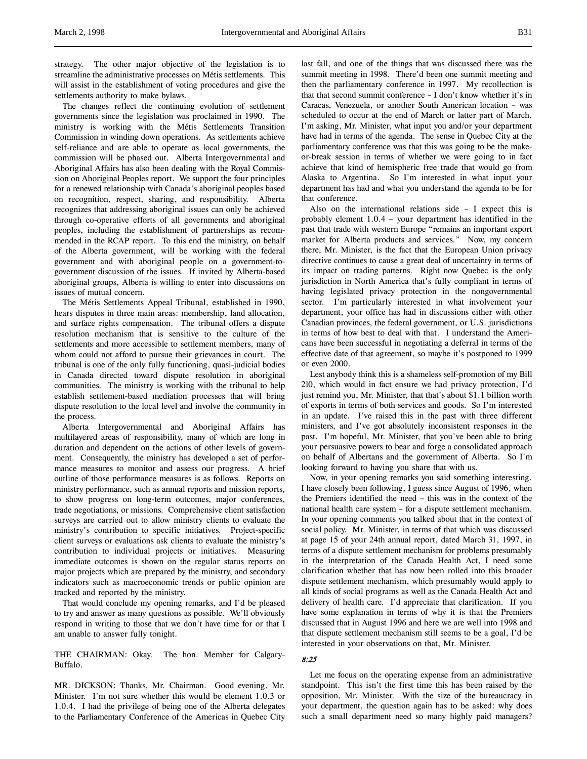strategy. The other major objective of the legislation is to streamline the administrative processes on Métis settlements. This will assist in the establishment of voting procedures and give the settlements authority to make bylaws.

The changes reflect the continuing evolution of settlement governments since the legislation was proclaimed in 1990. The ministry is working with the Métis Settlements Transition Commission in winding down operations. As settlements achieve self-reliance and are able to operate as local governments, the commission will be phased out. Alberta Intergovernmental and Aboriginal Affairs has also been dealing with the Royal Commission on Aboriginal Peoples report. We support the four principles for a renewed relationship with Canada's aboriginal peoples based on recognition, respect, sharing, and responsibility. Alberta recognizes that addressing aboriginal issues can only be achieved through co-operative efforts of all governments and aboriginal peoples, including the establishment of partnerships as recommended in the RCAP report. To this end the ministry, on behalf of the Alberta government, will be working with the federal government and with aboriginal people on a government-to-government discussion of the issues. If invited by Alberta-based aboriginal groups, Alberta is willing to enter into discussions on issues of mutual concern.

The Métis Settlements Appeal Tribunal, established in 1990, hears disputes in three main areas: membership, land allocation, and surface rights compensation. The tribunal offers a dispute resolution mechanism that is sensitive to the culture of the settlements and more accessible to settlement members, many of whom could not afford to pursue their grievances in court. The tribunal is one of the only fully functioning, quasi-judicial bodies in Canada directed toward dispute resolution in aboriginal communities. The ministry is working with the tribunal to help establish settlement-based mediation processes that will bring dispute resolution to the local level and involve the community in the process.

Alberta Intergovernmental and Aboriginal Affairs has multilayered areas of responsibility, many of which are long in duration and dependent on the actions of other levels of government. Consequently, the ministry has developed a set of performance measures to monitor and assess our progress. A brief outline of those performance measures is as follows. Reports on ministry performance, such as annual reports and mission reports, to show progress on long-term outcomes, major conferences, trade negotiations, or missions. Comprehensive client satisfaction surveys are carried out to allow ministry clients to evaluate the ministry's contribution to specific initiatives. Project-specific client surveys or evaluations ask clients to evaluate the ministry's contribution to individual projects or initiatives. Measuring immediate outcomes is shown on the regular status reports on major projects which are prepared by the ministry, and secondary indicators such as macroeconomic trends or public opinion are tracked and reported by the ministry.

That would conclude my opening remarks, and I'd be pleased to try and answer as many questions as possible. We'll obviously respond in writing to those that we don't have time for or that I am unable to answer fully tonight.

THE CHAIRMAN: Okay. The hon. Member for Calgary-Buffalo.

MR. DICKSON: Thanks, Mr. Chairman. Good evening, Mr. Minister. I'm not sure whether this would be element 1.0.3 or 1.0.4. I had the privilege of being one of the Alberta delegates to the Parliamentary Conference of the Americas in Quebec City last fall, and one of the things that was discussed there was the summit meeting in 1998. There'd been one summit meeting and then the parliamentary conference in 1997. My recollection is that that second summit conference – I don't know whether it's in Caracas, Venezuela, or another South American location – was scheduled to occur at the end of March or latter part of March. I'm asking, Mr. Minister, what input you and/or your department have had in terms of the agenda. The sense in Quebec City at the parliamentary conference was that this was going to be the make-or-break session in terms of whether we were going to in fact achieve that kind of hemispheric free trade that would go from Alaska to Argentina. So I'm interested in what input your department has had and what you understand the agenda to be for that conference.

Also on the international relations side – I expect this is probably element 1.0.4 – your department has identified in the past that trade with western Europe "remains an important export market for Alberta products and services." Now, my concern there, Mr. Minister, is the fact that the European Union privacy directive continues to cause a great deal of uncertainty in terms of its impact on trading patterns. Right now Quebec is the only jurisdiction in North America that's fully compliant in terms of having legislated privacy protection in the nongovernmental sector. I'm particularly interested in what involvement your department, your office has had in discussions either with other Canadian provinces, the federal government, or U.S. jurisdictions in terms of how best to deal with that. I understand the Americans have been successful in negotiating a deferral in terms of the effective date of that agreement, so maybe it's postponed to 1999 or even 2000.

Lest anybody think this is a shameless self-promotion of my Bill 210, which would in fact ensure we had privacy protection, I'd just remind you, Mr. Minister, that that's about $1.1 billion worth of exports in terms of both services and goods. So I'm interested in an update. I've raised this in the past with three different ministers, and I've got absolutely inconsistent responses in the past. I'm hopeful, Mr. Minister, that you've been able to bring your persuasive powers to bear and forge a consolidated approach on behalf of Albertans and the government of Alberta. So I'm looking forward to having you share that with us.

Now, in your opening remarks you said something interesting. I have closely been following, I guess since August of 1996, when the Premiers identified the need – this was in the context of the national health care system – for a dispute settlement mechanism. In your opening comments you talked about that in the context of social policy. Mr. Minister, in terms of that which was discussed at page 15 of your 24th annual report, dated March 31, 1997, in terms of a dispute settlement mechanism for problems presumably in the interpretation of the Canada Health Act, I need some clarification whether that has now been rolled into this broader dispute settlement mechanism, which presumably would apply to all kinds of social programs as well as the Canada Health Act and delivery of health care. I'd appreciate that clarification. If you have some explanation in terms of why it is that the Premiers discussed that in August 1996 and here we are well into 1998 and that dispute settlement mechanism still seems to be a goal, I'd be interested in your observations on that, Mr. Minister.

*8:25*

Let me focus on the operating expense from an administrative standpoint. This isn't the first time this has been raised by the opposition, Mr. Minister. With the size of the bureaucracy in your department, the question again has to be asked: why does such a small department need so many highly paid managers?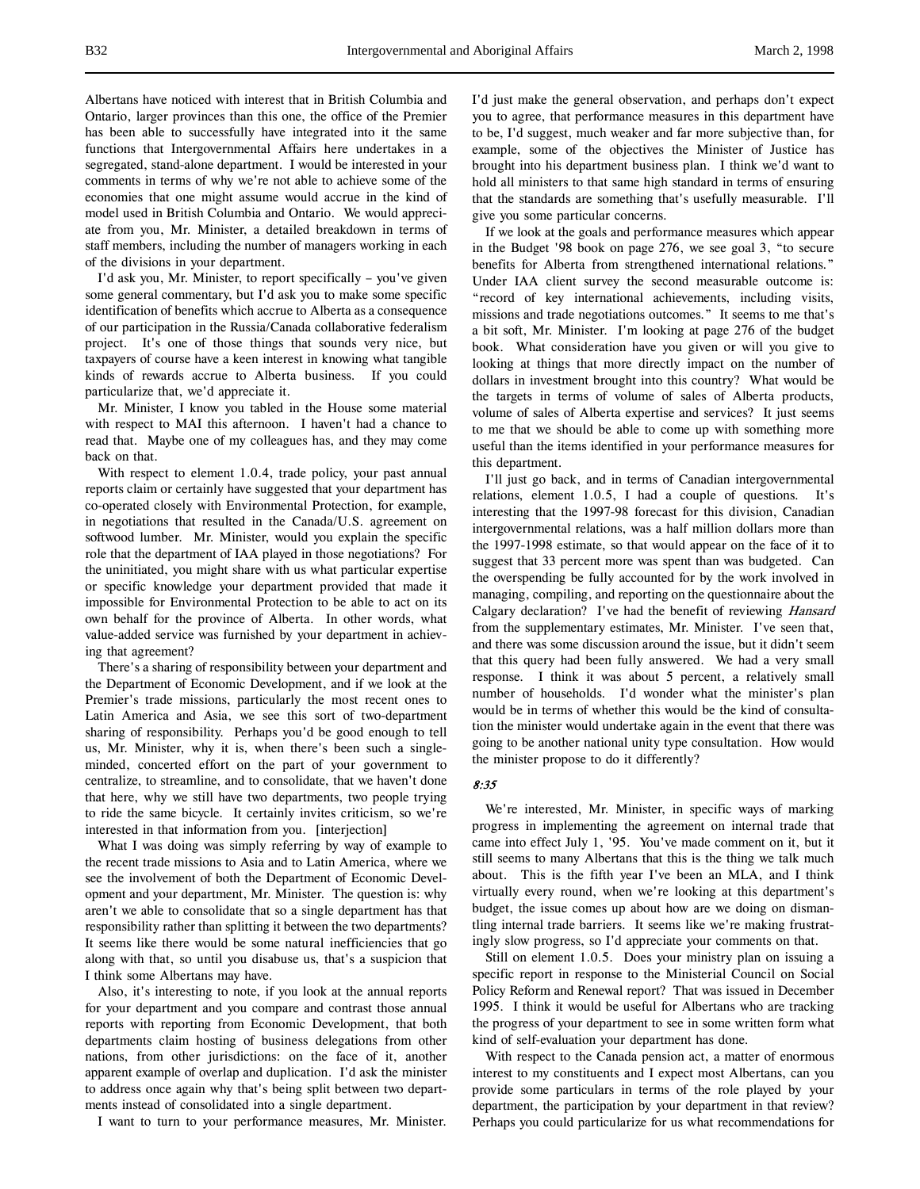Albertans have noticed with interest that in British Columbia and Ontario, larger provinces than this one, the office of the Premier has been able to successfully have integrated into it the same functions that Intergovernmental Affairs here undertakes in a segregated, stand-alone department. I would be interested in your comments in terms of why we're not able to achieve some of the economies that one might assume would accrue in the kind of model used in British Columbia and Ontario. We would appreciate from you, Mr. Minister, a detailed breakdown in terms of staff members, including the number of managers working in each of the divisions in your department.

I'd ask you, Mr. Minister, to report specifically – you've given some general commentary, but I'd ask you to make some specific identification of benefits which accrue to Alberta as a consequence of our participation in the Russia/Canada collaborative federalism project. It's one of those things that sounds very nice, but taxpayers of course have a keen interest in knowing what tangible kinds of rewards accrue to Alberta business. If you could particularize that, we'd appreciate it.

Mr. Minister, I know you tabled in the House some material with respect to MAI this afternoon. I haven't had a chance to read that. Maybe one of my colleagues has, and they may come back on that.

With respect to element 1.0.4, trade policy, your past annual reports claim or certainly have suggested that your department has co-operated closely with Environmental Protection, for example, in negotiations that resulted in the Canada/U.S. agreement on softwood lumber. Mr. Minister, would you explain the specific role that the department of IAA played in those negotiations? For the uninitiated, you might share with us what particular expertise or specific knowledge your department provided that made it impossible for Environmental Protection to be able to act on its own behalf for the province of Alberta. In other words, what value-added service was furnished by your department in achieving that agreement?

There's a sharing of responsibility between your department and the Department of Economic Development, and if we look at the Premier's trade missions, particularly the most recent ones to Latin America and Asia, we see this sort of two-department sharing of responsibility. Perhaps you'd be good enough to tell us, Mr. Minister, why it is, when there's been such a single-minded, concerted effort on the part of your government to centralize, to streamline, and to consolidate, that we haven't done that here, why we still have two departments, two people trying to ride the same bicycle. It certainly invites criticism, so we're interested in that information from you. [interjection]

What I was doing was simply referring by way of example to the recent trade missions to Asia and to Latin America, where we see the involvement of both the Department of Economic Development and your department, Mr. Minister. The question is: why aren't we able to consolidate that so a single department has that responsibility rather than splitting it between the two departments? It seems like there would be some natural inefficiencies that go along with that, so until you disabuse us, that's a suspicion that I think some Albertans may have.

Also, it's interesting to note, if you look at the annual reports for your department and you compare and contrast those annual reports with reporting from Economic Development, that both departments claim hosting of business delegations from other nations, from other jurisdictions: on the face of it, another apparent example of overlap and duplication. I'd ask the minister to address once again why that's being split between two departments instead of consolidated into a single department.

I want to turn to your performance measures, Mr. Minister. I'd just make the general observation, and perhaps don't expect you to agree, that performance measures in this department have to be, I'd suggest, much weaker and far more subjective than, for example, some of the objectives the Minister of Justice has brought into his department business plan. I think we'd want to hold all ministers to that same high standard in terms of ensuring that the standards are something that's usefully measurable. I'll give you some particular concerns.

If we look at the goals and performance measures which appear in the Budget '98 book on page 276, we see goal 3, "to secure benefits for Alberta from strengthened international relations." Under IAA client survey the second measurable outcome is: "record of key international achievements, including visits, missions and trade negotiations outcomes." It seems to me that's a bit soft, Mr. Minister. I'm looking at page 276 of the budget book. What consideration have you given or will you give to looking at things that more directly impact on the number of dollars in investment brought into this country? What would be the targets in terms of volume of sales of Alberta products, volume of sales of Alberta expertise and services? It just seems to me that we should be able to come up with something more useful than the items identified in your performance measures for this department.

I'll just go back, and in terms of Canadian intergovernmental relations, element 1.0.5, I had a couple of questions. It's interesting that the 1997-98 forecast for this division, Canadian intergovernmental relations, was a half million dollars more than the 1997-1998 estimate, so that would appear on the face of it to suggest that 33 percent more was spent than was budgeted. Can the overspending be fully accounted for by the work involved in managing, compiling, and reporting on the questionnaire about the Calgary declaration? I've had the benefit of reviewing *Hansard* from the supplementary estimates, Mr. Minister. I've seen that, and there was some discussion around the issue, but it didn't seem that this query had been fully answered. We had a very small response. I think it was about 5 percent, a relatively small number of households. I'd wonder what the minister's plan would be in terms of whether this would be the kind of consultation the minister would undertake again in the event that there was going to be another national unity type consultation. How would the minister propose to do it differently?

*8:35*

We're interested, Mr. Minister, in specific ways of marking progress in implementing the agreement on internal trade that came into effect July 1, '95. You've made comment on it, but it still seems to many Albertans that this is the thing we talk much about. This is the fifth year I've been an MLA, and I think virtually every round, when we're looking at this department's budget, the issue comes up about how are we doing on dismantling internal trade barriers. It seems like we're making frustratingly slow progress, so I'd appreciate your comments on that.

Still on element 1.0.5. Does your ministry plan on issuing a specific report in response to the Ministerial Council on Social Policy Reform and Renewal report? That was issued in December 1995. I think it would be useful for Albertans who are tracking the progress of your department to see in some written form what kind of self-evaluation your department has done.

With respect to the Canada pension act, a matter of enormous interest to my constituents and I expect most Albertans, can you provide some particulars in terms of the role played by your department, the participation by your department in that review? Perhaps you could particularize for us what recommendations for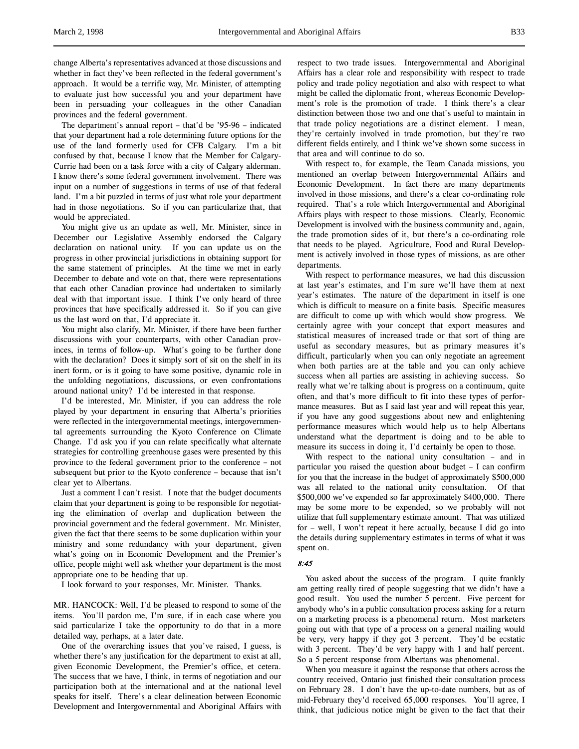change Alberta's representatives advanced at those discussions and whether in fact they've been reflected in the federal government's approach. It would be a terrific way, Mr. Minister, of attempting to evaluate just how successful you and your department have been in persuading your colleagues in the other Canadian provinces and the federal government.

The department's annual report – that'd be '95-96 – indicated that your department had a role determining future options for the use of the land formerly used for CFB Calgary. I'm a bit confused by that, because I know that the Member for Calgary-Currie had been on a task force with a city of Calgary alderman. I know there's some federal government involvement. There was input on a number of suggestions in terms of use of that federal land. I'm a bit puzzled in terms of just what role your department had in those negotiations. So if you can particularize that, that would be appreciated.

You might give us an update as well, Mr. Minister, since in December our Legislative Assembly endorsed the Calgary declaration on national unity. If you can update us on the progress in other provincial jurisdictions in obtaining support for the same statement of principles. At the time we met in early December to debate and vote on that, there were representations that each other Canadian province had undertaken to similarly deal with that important issue. I think I've only heard of three provinces that have specifically addressed it. So if you can give us the last word on that, I'd appreciate it.

You might also clarify, Mr. Minister, if there have been further discussions with your counterparts, with other Canadian provinces, in terms of follow-up. What's going to be further done with the declaration? Does it simply sort of sit on the shelf in its inert form, or is it going to have some positive, dynamic role in the unfolding negotiations, discussions, or even confrontations around national unity? I'd be interested in that response.

I'd be interested, Mr. Minister, if you can address the role played by your department in ensuring that Alberta's priorities were reflected in the intergovernmental meetings, intergovernmental agreements surrounding the Kyoto Conference on Climate Change. I'd ask you if you can relate specifically what alternate strategies for controlling greenhouse gases were presented by this province to the federal government prior to the conference – not subsequent but prior to the Kyoto conference – because that isn't clear yet to Albertans.

Just a comment I can't resist. I note that the budget documents claim that your department is going to be responsible for negotiating the elimination of overlap and duplication between the provincial government and the federal government. Mr. Minister, given the fact that there seems to be some duplication within your ministry and some redundancy with your department, given what's going on in Economic Development and the Premier's office, people might well ask whether your department is the most appropriate one to be heading that up.

I look forward to your responses, Mr. Minister. Thanks.

MR. HANCOCK: Well, I'd be pleased to respond to some of the items. You'll pardon me, I'm sure, if in each case where you said particularize I take the opportunity to do that in a more detailed way, perhaps, at a later date.

One of the overarching issues that you've raised, I guess, is whether there's any justification for the department to exist at all, given Economic Development, the Premier's office, et cetera. The success that we have, I think, in terms of negotiation and our participation both at the international and at the national level speaks for itself. There's a clear delineation between Economic Development and Intergovernmental and Aboriginal Affairs with respect to two trade issues. Intergovernmental and Aboriginal Affairs has a clear role and responsibility with respect to trade policy and trade policy negotiation and also with respect to what might be called the diplomatic front, whereas Economic Development's role is the promotion of trade. I think there's a clear distinction between those two and one that's useful to maintain in that trade policy negotiations are a distinct element. I mean, they're certainly involved in trade promotion, but they're two different fields entirely, and I think we've shown some success in that area and will continue to do so.

With respect to, for example, the Team Canada missions, you mentioned an overlap between Intergovernmental Affairs and Economic Development. In fact there are many departments involved in those missions, and there's a clear co-ordinating role required. That's a role which Intergovernmental and Aboriginal Affairs plays with respect to those missions. Clearly, Economic Development is involved with the business community and, again, the trade promotion sides of it, but there's a co-ordinating role that needs to be played. Agriculture, Food and Rural Development is actively involved in those types of missions, as are other departments.

With respect to performance measures, we had this discussion at last year's estimates, and I'm sure we'll have them at next year's estimates. The nature of the department in itself is one which is difficult to measure on a finite basis. Specific measures are difficult to come up with which would show progress. We certainly agree with your concept that export measures and statistical measures of increased trade or that sort of thing are useful as secondary measures, but as primary measures it's difficult, particularly when you can only negotiate an agreement when both parties are at the table and you can only achieve success when all parties are assisting in achieving success. So really what we're talking about is progress on a continuum, quite often, and that's more difficult to fit into these types of performance measures. But as I said last year and will repeat this year, if you have any good suggestions about new and enlightening performance measures which would help us to help Albertans understand what the department is doing and to be able to measure its success in doing it, I'd certainly be open to those.

With respect to the national unity consultation – and in particular you raised the question about budget – I can confirm for you that the increase in the budget of approximately $500,000 was all related to the national unity consultation. Of that $500,000 we've expended so far approximately $400,000. There may be some more to be expended, so we probably will not utilize that full supplementary estimate amount. That was utilized for – well, I won't repeat it here actually, because I did go into the details during supplementary estimates in terms of what it was spent on.

*8:45*

You asked about the success of the program. I quite frankly am getting really tired of people suggesting that we didn't have a good result. You used the number 5 percent. Five percent for anybody who's in a public consultation process asking for a return on a marketing process is a phenomenal return. Most marketers going out with that type of a process on a general mailing would be very, very happy if they got 3 percent. They'd be ecstatic with 3 percent. They'd be very happy with 1 and half percent. So a 5 percent response from Albertans was phenomenal.

When you measure it against the response that others across the country received, Ontario just finished their consultation process on February 28. I don't have the up-to-date numbers, but as of mid-February they'd received 65,000 responses. You'll agree, I think, that judicious notice might be given to the fact that their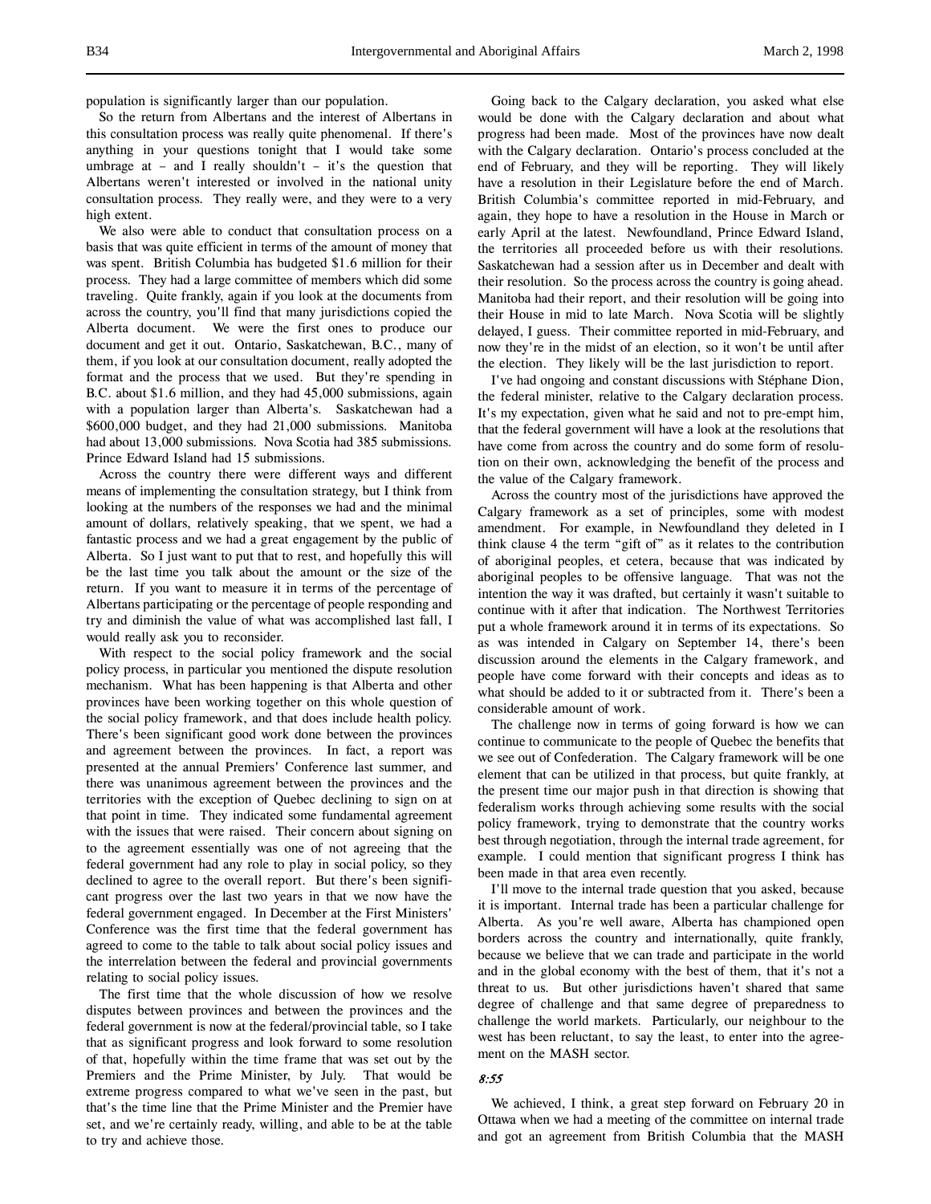population is significantly larger than our population.

So the return from Albertans and the interest of Albertans in this consultation process was really quite phenomenal. If there's anything in your questions tonight that I would take some umbrage at – and I really shouldn't – it's the question that Albertans weren't interested or involved in the national unity consultation process. They really were, and they were to a very high extent.

We also were able to conduct that consultation process on a basis that was quite efficient in terms of the amount of money that was spent. British Columbia has budgeted $1.6 million for their process. They had a large committee of members which did some traveling. Quite frankly, again if you look at the documents from across the country, you'll find that many jurisdictions copied the Alberta document. We were the first ones to produce our document and get it out. Ontario, Saskatchewan, B.C., many of them, if you look at our consultation document, really adopted the format and the process that we used. But they're spending in B.C. about $1.6 million, and they had 45,000 submissions, again with a population larger than Alberta's. Saskatchewan had a $600,000 budget, and they had 21,000 submissions. Manitoba had about 13,000 submissions. Nova Scotia had 385 submissions. Prince Edward Island had 15 submissions.

Across the country there were different ways and different means of implementing the consultation strategy, but I think from looking at the numbers of the responses we had and the minimal amount of dollars, relatively speaking, that we spent, we had a fantastic process and we had a great engagement by the public of Alberta. So I just want to put that to rest, and hopefully this will be the last time you talk about the amount or the size of the return. If you want to measure it in terms of the percentage of Albertans participating or the percentage of people responding and try and diminish the value of what was accomplished last fall, I would really ask you to reconsider.

With respect to the social policy framework and the social policy process, in particular you mentioned the dispute resolution mechanism. What has been happening is that Alberta and other provinces have been working together on this whole question of the social policy framework, and that does include health policy. There's been significant good work done between the provinces and agreement between the provinces. In fact, a report was presented at the annual Premiers' Conference last summer, and there was unanimous agreement between the provinces and the territories with the exception of Quebec declining to sign on at that point in time. They indicated some fundamental agreement with the issues that were raised. Their concern about signing on to the agreement essentially was one of not agreeing that the federal government had any role to play in social policy, so they declined to agree to the overall report. But there's been significant progress over the last two years in that we now have the federal government engaged. In December at the First Ministers' Conference was the first time that the federal government has agreed to come to the table to talk about social policy issues and the interrelation between the federal and provincial governments relating to social policy issues.

The first time that the whole discussion of how we resolve disputes between provinces and between the provinces and the federal government is now at the federal/provincial table, so I take that as significant progress and look forward to some resolution of that, hopefully within the time frame that was set out by the Premiers and the Prime Minister, by July. That would be extreme progress compared to what we've seen in the past, but that's the time line that the Prime Minister and the Premier have set, and we're certainly ready, willing, and able to be at the table to try and achieve those.

Going back to the Calgary declaration, you asked what else would be done with the Calgary declaration and about what progress had been made. Most of the provinces have now dealt with the Calgary declaration. Ontario's process concluded at the end of February, and they will be reporting. They will likely have a resolution in their Legislature before the end of March. British Columbia's committee reported in mid-February, and again, they hope to have a resolution in the House in March or early April at the latest. Newfoundland, Prince Edward Island, the territories all proceeded before us with their resolutions. Saskatchewan had a session after us in December and dealt with their resolution. So the process across the country is going ahead. Manitoba had their report, and their resolution will be going into their House in mid to late March. Nova Scotia will be slightly delayed, I guess. Their committee reported in mid-February, and now they're in the midst of an election, so it won't be until after the election. They likely will be the last jurisdiction to report.

I've had ongoing and constant discussions with Stéphane Dion, the federal minister, relative to the Calgary declaration process. It's my expectation, given what he said and not to pre-empt him, that the federal government will have a look at the resolutions that have come from across the country and do some form of resolution on their own, acknowledging the benefit of the process and the value of the Calgary framework.

Across the country most of the jurisdictions have approved the Calgary framework as a set of principles, some with modest amendment. For example, in Newfoundland they deleted in I think clause 4 the term "gift of" as it relates to the contribution of aboriginal peoples, et cetera, because that was indicated by aboriginal peoples to be offensive language. That was not the intention the way it was drafted, but certainly it wasn't suitable to continue with it after that indication. The Northwest Territories put a whole framework around it in terms of its expectations. So as was intended in Calgary on September 14, there's been discussion around the elements in the Calgary framework, and people have come forward with their concepts and ideas as to what should be added to it or subtracted from it. There's been a considerable amount of work.

The challenge now in terms of going forward is how we can continue to communicate to the people of Quebec the benefits that we see out of Confederation. The Calgary framework will be one element that can be utilized in that process, but quite frankly, at the present time our major push in that direction is showing that federalism works through achieving some results with the social policy framework, trying to demonstrate that the country works best through negotiation, through the internal trade agreement, for example. I could mention that significant progress I think has been made in that area even recently.

I'll move to the internal trade question that you asked, because it is important. Internal trade has been a particular challenge for Alberta. As you're well aware, Alberta has championed open borders across the country and internationally, quite frankly, because we believe that we can trade and participate in the world and in the global economy with the best of them, that it's not a threat to us. But other jurisdictions haven't shared that same degree of challenge and that same degree of preparedness to challenge the world markets. Particularly, our neighbour to the west has been reluctant, to say the least, to enter into the agreement on the MASH sector.

*8:55*

We achieved, I think, a great step forward on February 20 in Ottawa when we had a meeting of the committee on internal trade and got an agreement from British Columbia that the MASH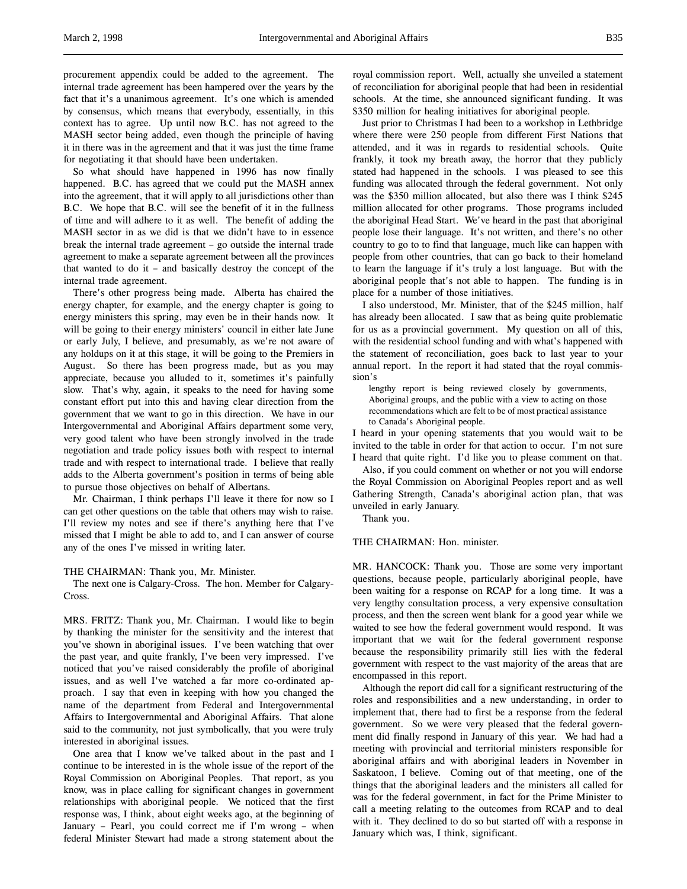procurement appendix could be added to the agreement. The internal trade agreement has been hampered over the years by the fact that it's a unanimous agreement. It's one which is amended by consensus, which means that everybody, essentially, in this context has to agree. Up until now B.C. has not agreed to the MASH sector being added, even though the principle of having it in there was in the agreement and that it was just the time frame for negotiating it that should have been undertaken.

So what should have happened in 1996 has now finally happened. B.C. has agreed that we could put the MASH annex into the agreement, that it will apply to all jurisdictions other than B.C. We hope that B.C. will see the benefit of it in the fullness of time and will adhere to it as well. The benefit of adding the MASH sector in as we did is that we didn't have to in essence break the internal trade agreement – go outside the internal trade agreement to make a separate agreement between all the provinces that wanted to do it – and basically destroy the concept of the internal trade agreement.

There's other progress being made. Alberta has chaired the energy chapter, for example, and the energy chapter is going to energy ministers this spring, may even be in their hands now. It will be going to their energy ministers' council in either late June or early July, I believe, and presumably, as we're not aware of any holdups on it at this stage, it will be going to the Premiers in August. So there has been progress made, but as you may appreciate, because you alluded to it, sometimes it's painfully slow. That's why, again, it speaks to the need for having some constant effort put into this and having clear direction from the government that we want to go in this direction. We have in our Intergovernmental and Aboriginal Affairs department some very, very good talent who have been strongly involved in the trade negotiation and trade policy issues both with respect to internal trade and with respect to international trade. I believe that really adds to the Alberta government's position in terms of being able to pursue those objectives on behalf of Albertans.

Mr. Chairman, I think perhaps I'll leave it there for now so I can get other questions on the table that others may wish to raise. I'll review my notes and see if there's anything here that I've missed that I might be able to add to, and I can answer of course any of the ones I've missed in writing later.

THE CHAIRMAN: Thank you, Mr. Minister.

The next one is Calgary-Cross. The hon. Member for Calgary-Cross.

MRS. FRITZ: Thank you, Mr. Chairman. I would like to begin by thanking the minister for the sensitivity and the interest that you've shown in aboriginal issues. I've been watching that over the past year, and quite frankly, I've been very impressed. I've noticed that you've raised considerably the profile of aboriginal issues, and as well I've watched a far more co-ordinated approach. I say that even in keeping with how you changed the name of the department from Federal and Intergovernmental Affairs to Intergovernmental and Aboriginal Affairs. That alone said to the community, not just symbolically, that you were truly interested in aboriginal issues.

One area that I know we've talked about in the past and I continue to be interested in is the whole issue of the report of the Royal Commission on Aboriginal Peoples. That report, as you know, was in place calling for significant changes in government relationships with aboriginal people. We noticed that the first response was, I think, about eight weeks ago, at the beginning of January – Pearl, you could correct me if I'm wrong – when federal Minister Stewart had made a strong statement about the royal commission report. Well, actually she unveiled a statement of reconciliation for aboriginal people that had been in residential schools. At the time, she announced significant funding. It was \$350 million for healing initiatives for aboriginal people.

Just prior to Christmas I had been to a workshop in Lethbridge where there were 250 people from different First Nations that attended, and it was in regards to residential schools. Quite frankly, it took my breath away, the horror that they publicly stated had happened in the schools. I was pleased to see this funding was allocated through the federal government. Not only was the \$350 million allocated, but also there was I think \$245 million allocated for other programs. Those programs included the aboriginal Head Start. We've heard in the past that aboriginal people lose their language. It's not written, and there's no other country to go to to find that language, much like can happen with people from other countries, that can go back to their homeland to learn the language if it's truly a lost language. But with the aboriginal people that's not able to happen. The funding is in place for a number of those initiatives.

I also understood, Mr. Minister, that of the \$245 million, half has already been allocated. I saw that as being quite problematic for us as a provincial government. My question on all of this, with the residential school funding and with what's happened with the statement of reconciliation, goes back to last year to your annual report. In the report it had stated that the royal commission's

> lengthy report is being reviewed closely by governments, Aboriginal groups, and the public with a view to acting on those recommendations which are felt to be of most practical assistance to Canada's Aboriginal people.

I heard in your opening statements that you would wait to be invited to the table in order for that action to occur. I'm not sure I heard that quite right. I'd like you to please comment on that.

Also, if you could comment on whether or not you will endorse the Royal Commission on Aboriginal Peoples report and as well Gathering Strength, Canada's aboriginal action plan, that was unveiled in early January.

Thank you.

THE CHAIRMAN: Hon. minister.

MR. HANCOCK: Thank you. Those are some very important questions, because people, particularly aboriginal people, have been waiting for a response on RCAP for a long time. It was a very lengthy consultation process, a very expensive consultation process, and then the screen went blank for a good year while we waited to see how the federal government would respond. It was important that we wait for the federal government response because the responsibility primarily still lies with the federal government with respect to the vast majority of the areas that are encompassed in this report.

Although the report did call for a significant restructuring of the roles and responsibilities and a new understanding, in order to implement that, there had to first be a response from the federal government. So we were very pleased that the federal government did finally respond in January of this year. We had had a meeting with provincial and territorial ministers responsible for aboriginal affairs and with aboriginal leaders in November in Saskatoon, I believe. Coming out of that meeting, one of the things that the aboriginal leaders and the ministers all called for was for the federal government, in fact for the Prime Minister to call a meeting relating to the outcomes from RCAP and to deal with it. They declined to do so but started off with a response in January which was, I think, significant.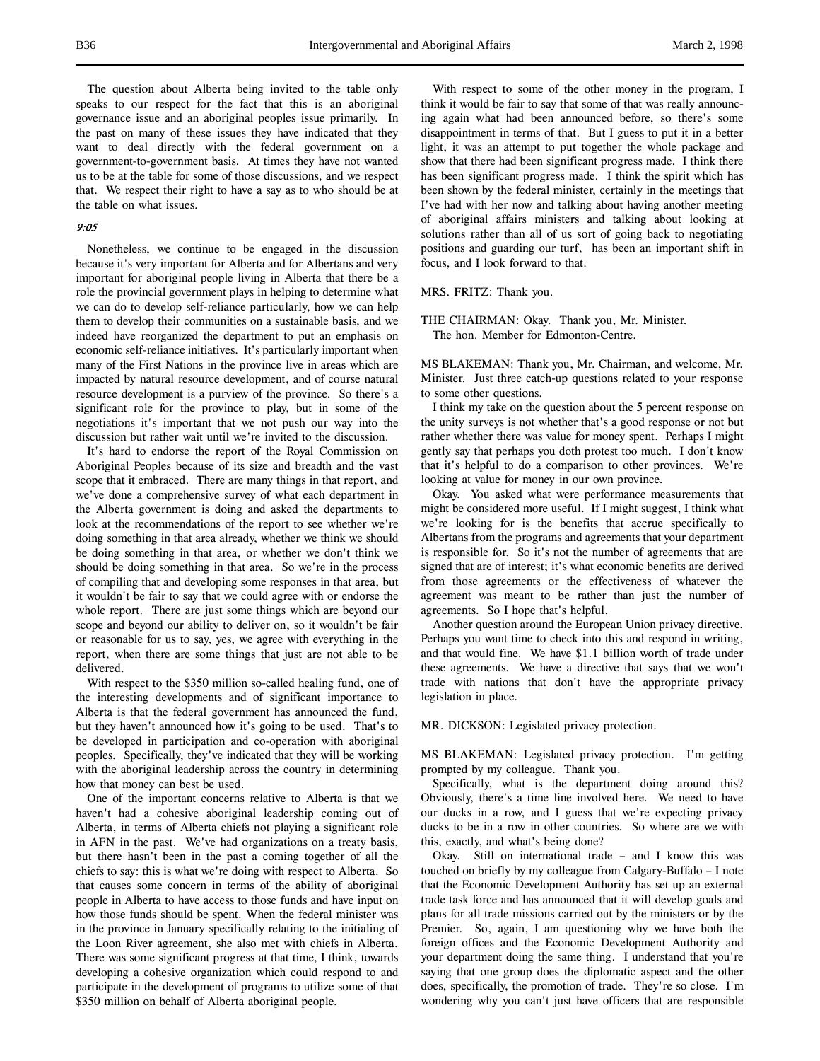The question about Alberta being invited to the table only speaks to our respect for the fact that this is an aboriginal governance issue and an aboriginal peoples issue primarily. In the past on many of these issues they have indicated that they want to deal directly with the federal government on a government-to-government basis. At times they have not wanted us to be at the table for some of those discussions, and we respect that. We respect their right to have a say as to who should be at the table on what issues.

*9:05*

Nonetheless, we continue to be engaged in the discussion because it's very important for Alberta and for Albertans and very important for aboriginal people living in Alberta that there be a role the provincial government plays in helping to determine what we can do to develop self-reliance particularly, how we can help them to develop their communities on a sustainable basis, and we indeed have reorganized the department to put an emphasis on economic self-reliance initiatives. It's particularly important when many of the First Nations in the province live in areas which are impacted by natural resource development, and of course natural resource development is a purview of the province. So there's a significant role for the province to play, but in some of the negotiations it's important that we not push our way into the discussion but rather wait until we're invited to the discussion.

It's hard to endorse the report of the Royal Commission on Aboriginal Peoples because of its size and breadth and the vast scope that it embraced. There are many things in that report, and we've done a comprehensive survey of what each department in the Alberta government is doing and asked the departments to look at the recommendations of the report to see whether we're doing something in that area already, whether we think we should be doing something in that area, or whether we don't think we should be doing something in that area. So we're in the process of compiling that and developing some responses in that area, but it wouldn't be fair to say that we could agree with or endorse the whole report. There are just some things which are beyond our scope and beyond our ability to deliver on, so it wouldn't be fair or reasonable for us to say, yes, we agree with everything in the report, when there are some things that just are not able to be delivered.

With respect to the $350 million so-called healing fund, one of the interesting developments and of significant importance to Alberta is that the federal government has announced the fund, but they haven't announced how it's going to be used. That's to be developed in participation and co-operation with aboriginal peoples. Specifically, they've indicated that they will be working with the aboriginal leadership across the country in determining how that money can best be used.

One of the important concerns relative to Alberta is that we haven't had a cohesive aboriginal leadership coming out of Alberta, in terms of Alberta chiefs not playing a significant role in AFN in the past. We've had organizations on a treaty basis, but there hasn't been in the past a coming together of all the chiefs to say: this is what we're doing with respect to Alberta. So that causes some concern in terms of the ability of aboriginal people in Alberta to have access to those funds and have input on how those funds should be spent. When the federal minister was in the province in January specifically relating to the initialing of the Loon River agreement, she also met with chiefs in Alberta. There was some significant progress at that time, I think, towards developing a cohesive organization which could respond to and participate in the development of programs to utilize some of that $350 million on behalf of Alberta aboriginal people.

With respect to some of the other money in the program, I think it would be fair to say that some of that was really announcing again what had been announced before, so there's some disappointment in terms of that. But I guess to put it in a better light, it was an attempt to put together the whole package and show that there had been significant progress made. I think there has been significant progress made. I think the spirit which has been shown by the federal minister, certainly in the meetings that I've had with her now and talking about having another meeting of aboriginal affairs ministers and talking about looking at solutions rather than all of us sort of going back to negotiating positions and guarding our turf, has been an important shift in focus, and I look forward to that.

MRS. FRITZ: Thank you.

THE CHAIRMAN: Okay. Thank you, Mr. Minister.
The hon. Member for Edmonton-Centre.

MS BLAKEMAN: Thank you, Mr. Chairman, and welcome, Mr. Minister. Just three catch-up questions related to your response to some other questions.

I think my take on the question about the 5 percent response on the unity surveys is not whether that's a good response or not but rather whether there was value for money spent. Perhaps I might gently say that perhaps you doth protest too much. I don't know that it's helpful to do a comparison to other provinces. We're looking at value for money in our own province.

Okay. You asked what were performance measurements that might be considered more useful. If I might suggest, I think what we're looking for is the benefits that accrue specifically to Albertans from the programs and agreements that your department is responsible for. So it's not the number of agreements that are signed that are of interest; it's what economic benefits are derived from those agreements or the effectiveness of whatever the agreement was meant to be rather than just the number of agreements. So I hope that's helpful.

Another question around the European Union privacy directive. Perhaps you want time to check into this and respond in writing, and that would fine. We have $1.1 billion worth of trade under these agreements. We have a directive that says that we won't trade with nations that don't have the appropriate privacy legislation in place.

MR. DICKSON: Legislated privacy protection.

MS BLAKEMAN: Legislated privacy protection. I'm getting prompted by my colleague. Thank you.

Specifically, what is the department doing around this? Obviously, there's a time line involved here. We need to have our ducks in a row, and I guess that we're expecting privacy ducks to be in a row in other countries. So where are we with this, exactly, and what's being done?

Okay. Still on international trade – and I know this was touched on briefly by my colleague from Calgary-Buffalo – I note that the Economic Development Authority has set up an external trade task force and has announced that it will develop goals and plans for all trade missions carried out by the ministers or by the Premier. So, again, I am questioning why we have both the foreign offices and the Economic Development Authority and your department doing the same thing. I understand that you're saying that one group does the diplomatic aspect and the other does, specifically, the promotion of trade. They're so close. I'm wondering why you can't just have officers that are responsible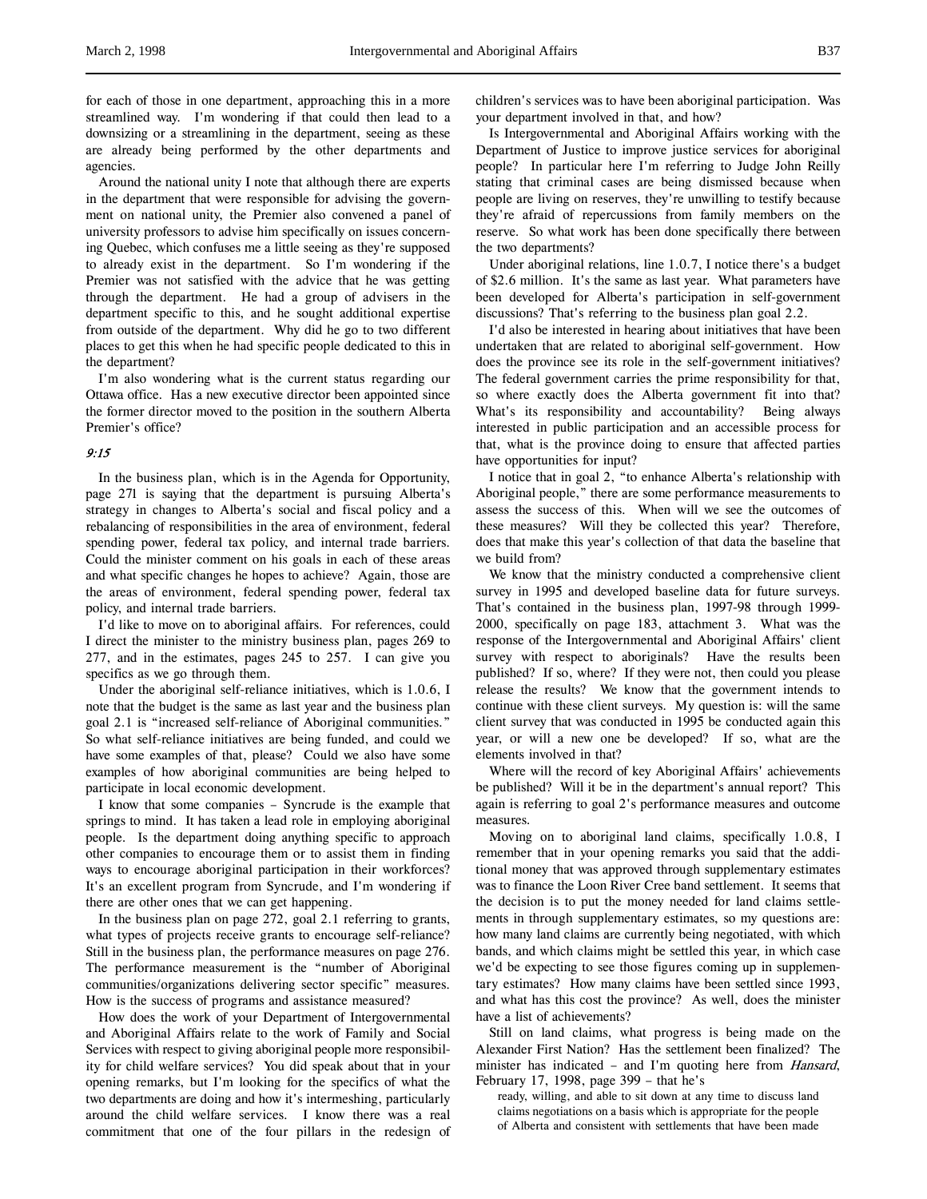for each of those in one department, approaching this in a more streamlined way. I'm wondering if that could then lead to a downsizing or a streamlining in the department, seeing as these are already being performed by the other departments and agencies.

Around the national unity I note that although there are experts in the department that were responsible for advising the government on national unity, the Premier also convened a panel of university professors to advise him specifically on issues concerning Quebec, which confuses me a little seeing as they're supposed to already exist in the department. So I'm wondering if the Premier was not satisfied with the advice that he was getting through the department. He had a group of advisers in the department specific to this, and he sought additional expertise from outside of the department. Why did he go to two different places to get this when he had specific people dedicated to this in the department?

I'm also wondering what is the current status regarding our Ottawa office. Has a new executive director been appointed since the former director moved to the position in the southern Alberta Premier's office?

*9:15*

In the business plan, which is in the Agenda for Opportunity, page 271 is saying that the department is pursuing Alberta's strategy in changes to Alberta's social and fiscal policy and a rebalancing of responsibilities in the area of environment, federal spending power, federal tax policy, and internal trade barriers. Could the minister comment on his goals in each of these areas and what specific changes he hopes to achieve? Again, those are the areas of environment, federal spending power, federal tax policy, and internal trade barriers.

I'd like to move on to aboriginal affairs. For references, could I direct the minister to the ministry business plan, pages 269 to 277, and in the estimates, pages 245 to 257. I can give you specifics as we go through them.

Under the aboriginal self-reliance initiatives, which is 1.0.6, I note that the budget is the same as last year and the business plan goal 2.1 is "increased self-reliance of Aboriginal communities." So what self-reliance initiatives are being funded, and could we have some examples of that, please? Could we also have some examples of how aboriginal communities are being helped to participate in local economic development.

I know that some companies – Syncrude is the example that springs to mind. It has taken a lead role in employing aboriginal people. Is the department doing anything specific to approach other companies to encourage them or to assist them in finding ways to encourage aboriginal participation in their workforces? It's an excellent program from Syncrude, and I'm wondering if there are other ones that we can get happening.

In the business plan on page 272, goal 2.1 referring to grants, what types of projects receive grants to encourage self-reliance? Still in the business plan, the performance measures on page 276. The performance measurement is the "number of Aboriginal communities/organizations delivering sector specific" measures. How is the success of programs and assistance measured?

How does the work of your Department of Intergovernmental and Aboriginal Affairs relate to the work of Family and Social Services with respect to giving aboriginal people more responsibility for child welfare services? You did speak about that in your opening remarks, but I'm looking for the specifics of what the two departments are doing and how it's intermeshing, particularly around the child welfare services. I know there was a real commitment that one of the four pillars in the redesign of children's services was to have been aboriginal participation. Was your department involved in that, and how?

Is Intergovernmental and Aboriginal Affairs working with the Department of Justice to improve justice services for aboriginal people? In particular here I'm referring to Judge John Reilly stating that criminal cases are being dismissed because when people are living on reserves, they're unwilling to testify because they're afraid of repercussions from family members on the reserve. So what work has been done specifically there between the two departments?

Under aboriginal relations, line 1.0.7, I notice there's a budget of $2.6 million. It's the same as last year. What parameters have been developed for Alberta's participation in self-government discussions? That's referring to the business plan goal 2.2.

I'd also be interested in hearing about initiatives that have been undertaken that are related to aboriginal self-government. How does the province see its role in the self-government initiatives? The federal government carries the prime responsibility for that, so where exactly does the Alberta government fit into that? What's its responsibility and accountability? Being always interested in public participation and an accessible process for that, what is the province doing to ensure that affected parties have opportunities for input?

I notice that in goal 2, "to enhance Alberta's relationship with Aboriginal people," there are some performance measurements to assess the success of this. When will we see the outcomes of these measures? Will they be collected this year? Therefore, does that make this year's collection of that data the baseline that we build from?

We know that the ministry conducted a comprehensive client survey in 1995 and developed baseline data for future surveys. That's contained in the business plan, 1997-98 through 1999-2000, specifically on page 183, attachment 3. What was the response of the Intergovernmental and Aboriginal Affairs' client survey with respect to aboriginals? Have the results been published? If so, where? If they were not, then could you please release the results? We know that the government intends to continue with these client surveys. My question is: will the same client survey that was conducted in 1995 be conducted again this year, or will a new one be developed? If so, what are the elements involved in that?

Where will the record of key Aboriginal Affairs' achievements be published? Will it be in the department's annual report? This again is referring to goal 2's performance measures and outcome measures.

Moving on to aboriginal land claims, specifically 1.0.8, I remember that in your opening remarks you said that the additional money that was approved through supplementary estimates was to finance the Loon River Cree band settlement. It seems that the decision is to put the money needed for land claims settlements in through supplementary estimates, so my questions are: how many land claims are currently being negotiated, with which bands, and which claims might be settled this year, in which case we'd be expecting to see those figures coming up in supplementary estimates? How many claims have been settled since 1993, and what has this cost the province? As well, does the minister have a list of achievements?

Still on land claims, what progress is being made on the Alexander First Nation? Has the settlement been finalized? The minister has indicated – and I'm quoting here from *Hansard*, February 17, 1998, page 399 – that he's

> ready, willing, and able to sit down at any time to discuss land claims negotiations on a basis which is appropriate for the people of Alberta and consistent with settlements that have been made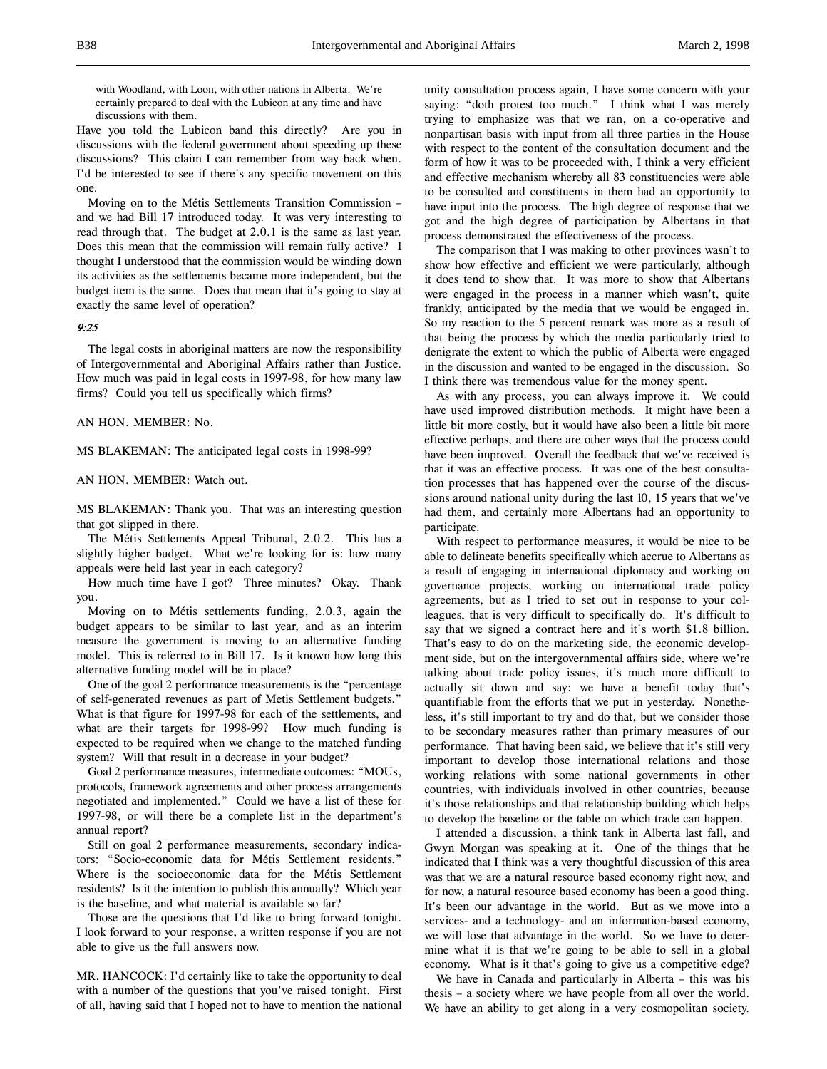with Woodland, with Loon, with other nations in Alberta. We're certainly prepared to deal with the Lubicon at any time and have discussions with them.

Have you told the Lubicon band this directly? Are you in discussions with the federal government about speeding up these discussions? This claim I can remember from way back when. I'd be interested to see if there's any specific movement on this one.

Moving on to the Métis Settlements Transition Commission – and we had Bill 17 introduced today. It was very interesting to read through that. The budget at 2.0.1 is the same as last year. Does this mean that the commission will remain fully active? I thought I understood that the commission would be winding down its activities as the settlements became more independent, but the budget item is the same. Does that mean that it's going to stay at exactly the same level of operation?

*9:25*

The legal costs in aboriginal matters are now the responsibility of Intergovernmental and Aboriginal Affairs rather than Justice. How much was paid in legal costs in 1997-98, for how many law firms? Could you tell us specifically which firms?

AN HON. MEMBER: No.

MS BLAKEMAN: The anticipated legal costs in 1998-99?

AN HON. MEMBER: Watch out.

MS BLAKEMAN: Thank you. That was an interesting question that got slipped in there.

The Métis Settlements Appeal Tribunal, 2.0.2. This has a slightly higher budget. What we're looking for is: how many appeals were held last year in each category?

How much time have I got? Three minutes? Okay. Thank you.

Moving on to Métis settlements funding, 2.0.3, again the budget appears to be similar to last year, and as an interim measure the government is moving to an alternative funding model. This is referred to in Bill 17. Is it known how long this alternative funding model will be in place?

One of the goal 2 performance measurements is the "percentage of self-generated revenues as part of Metis Settlement budgets." What is that figure for 1997-98 for each of the settlements, and what are their targets for 1998-99? How much funding is expected to be required when we change to the matched funding system? Will that result in a decrease in your budget?

Goal 2 performance measures, intermediate outcomes: "MOUs, protocols, framework agreements and other process arrangements negotiated and implemented." Could we have a list of these for 1997-98, or will there be a complete list in the department's annual report?

Still on goal 2 performance measurements, secondary indicators: "Socio-economic data for Métis Settlement residents." Where is the socioeconomic data for the Métis Settlement residents? Is it the intention to publish this annually? Which year is the baseline, and what material is available so far?

Those are the questions that I'd like to bring forward tonight. I look forward to your response, a written response if you are not able to give us the full answers now.

MR. HANCOCK: I'd certainly like to take the opportunity to deal with a number of the questions that you've raised tonight. First of all, having said that I hoped not to have to mention the national unity consultation process again, I have some concern with your saying: "doth protest too much." I think what I was merely trying to emphasize was that we ran, on a co-operative and nonpartisan basis with input from all three parties in the House with respect to the content of the consultation document and the form of how it was to be proceeded with, I think a very efficient and effective mechanism whereby all 83 constituencies were able to be consulted and constituents in them had an opportunity to have input into the process. The high degree of response that we got and the high degree of participation by Albertans in that process demonstrated the effectiveness of the process.

The comparison that I was making to other provinces wasn't to show how effective and efficient we were particularly, although it does tend to show that. It was more to show that Albertans were engaged in the process in a manner which wasn't, quite frankly, anticipated by the media that we would be engaged in. So my reaction to the 5 percent remark was more as a result of that being the process by which the media particularly tried to denigrate the extent to which the public of Alberta were engaged in the discussion and wanted to be engaged in the discussion. So I think there was tremendous value for the money spent.

As with any process, you can always improve it. We could have used improved distribution methods. It might have been a little bit more costly, but it would have also been a little bit more effective perhaps, and there are other ways that the process could have been improved. Overall the feedback that we've received is that it was an effective process. It was one of the best consultation processes that has happened over the course of the discussions around national unity during the last 10, 15 years that we've had them, and certainly more Albertans had an opportunity to participate.

With respect to performance measures, it would be nice to be able to delineate benefits specifically which accrue to Albertans as a result of engaging in international diplomacy and working on governance projects, working on international trade policy agreements, but as I tried to set out in response to your colleagues, that is very difficult to specifically do. It's difficult to say that we signed a contract here and it's worth $1.8 billion. That's easy to do on the marketing side, the economic development side, but on the intergovernmental affairs side, where we're talking about trade policy issues, it's much more difficult to actually sit down and say: we have a benefit today that's quantifiable from the efforts that we put in yesterday. Nonetheless, it's still important to try and do that, but we consider those to be secondary measures rather than primary measures of our performance. That having been said, we believe that it's still very important to develop those international relations and those working relations with some national governments in other countries, with individuals involved in other countries, because it's those relationships and that relationship building which helps to develop the baseline or the table on which trade can happen.

I attended a discussion, a think tank in Alberta last fall, and Gwyn Morgan was speaking at it. One of the things that he indicated that I think was a very thoughtful discussion of this area was that we are a natural resource based economy right now, and for now, a natural resource based economy has been a good thing. It's been our advantage in the world. But as we move into a services- and a technology- and an information-based economy, we will lose that advantage in the world. So we have to determine what it is that we're going to be able to sell in a global economy. What is it that's going to give us a competitive edge?

We have in Canada and particularly in Alberta – this was his thesis – a society where we have people from all over the world. We have an ability to get along in a very cosmopolitan society.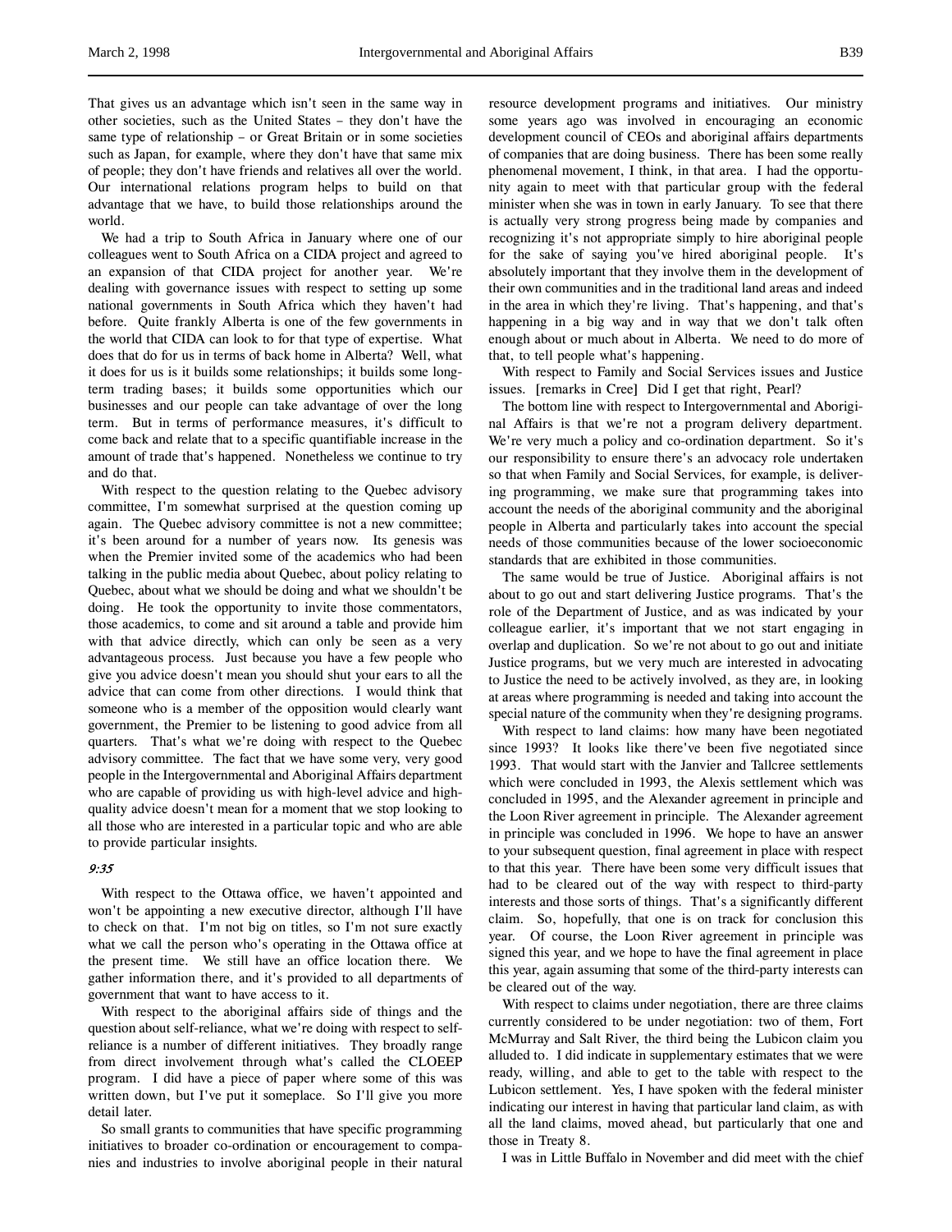That gives us an advantage which isn't seen in the same way in other societies, such as the United States – they don't have the same type of relationship – or Great Britain or in some societies such as Japan, for example, where they don't have that same mix of people; they don't have friends and relatives all over the world. Our international relations program helps to build on that advantage that we have, to build those relationships around the world.

We had a trip to South Africa in January where one of our colleagues went to South Africa on a CIDA project and agreed to an expansion of that CIDA project for another year. We're dealing with governance issues with respect to setting up some national governments in South Africa which they haven't had before. Quite frankly Alberta is one of the few governments in the world that CIDA can look to for that type of expertise. What does that do for us in terms of back home in Alberta? Well, what it does for us is it builds some relationships; it builds some long-term trading bases; it builds some opportunities which our businesses and our people can take advantage of over the long term. But in terms of performance measures, it's difficult to come back and relate that to a specific quantifiable increase in the amount of trade that's happened. Nonetheless we continue to try and do that.

With respect to the question relating to the Quebec advisory committee, I'm somewhat surprised at the question coming up again. The Quebec advisory committee is not a new committee; it's been around for a number of years now. Its genesis was when the Premier invited some of the academics who had been talking in the public media about Quebec, about policy relating to Quebec, about what we should be doing and what we shouldn't be doing. He took the opportunity to invite those commentators, those academics, to come and sit around a table and provide him with that advice directly, which can only be seen as a very advantageous process. Just because you have a few people who give you advice doesn't mean you should shut your ears to all the advice that can come from other directions. I would think that someone who is a member of the opposition would clearly want government, the Premier to be listening to good advice from all quarters. That's what we're doing with respect to the Quebec advisory committee. The fact that we have some very, very good people in the Intergovernmental and Aboriginal Affairs department who are capable of providing us with high-level advice and high-quality advice doesn't mean for a moment that we stop looking to all those who are interested in a particular topic and who are able to provide particular insights.

*9:35*

With respect to the Ottawa office, we haven't appointed and won't be appointing a new executive director, although I'll have to check on that. I'm not big on titles, so I'm not sure exactly what we call the person who's operating in the Ottawa office at the present time. We still have an office location there. We gather information there, and it's provided to all departments of government that want to have access to it.

With respect to the aboriginal affairs side of things and the question about self-reliance, what we're doing with respect to self-reliance is a number of different initiatives. They broadly range from direct involvement through what's called the CLOEEP program. I did have a piece of paper where some of this was written down, but I've put it someplace. So I'll give you more detail later.

So small grants to communities that have specific programming initiatives to broader co-ordination or encouragement to companies and industries to involve aboriginal people in their natural resource development programs and initiatives. Our ministry some years ago was involved in encouraging an economic development council of CEOs and aboriginal affairs departments of companies that are doing business. There has been some really phenomenal movement, I think, in that area. I had the opportunity again to meet with that particular group with the federal minister when she was in town in early January. To see that there is actually very strong progress being made by companies and recognizing it's not appropriate simply to hire aboriginal people for the sake of saying you've hired aboriginal people. It's absolutely important that they involve them in the development of their own communities and in the traditional land areas and indeed in the area in which they're living. That's happening, and that's happening in a big way and in way that we don't talk often enough about or much about in Alberta. We need to do more of that, to tell people what's happening.

With respect to Family and Social Services issues and Justice issues. [remarks in Cree] Did I get that right, Pearl?

The bottom line with respect to Intergovernmental and Aboriginal Affairs is that we're not a program delivery department. We're very much a policy and co-ordination department. So it's our responsibility to ensure there's an advocacy role undertaken so that when Family and Social Services, for example, is delivering programming, we make sure that programming takes into account the needs of the aboriginal community and the aboriginal people in Alberta and particularly takes into account the special needs of those communities because of the lower socioeconomic standards that are exhibited in those communities.

The same would be true of Justice. Aboriginal affairs is not about to go out and start delivering Justice programs. That's the role of the Department of Justice, and as was indicated by your colleague earlier, it's important that we not start engaging in overlap and duplication. So we're not about to go out and initiate Justice programs, but we very much are interested in advocating to Justice the need to be actively involved, as they are, in looking at areas where programming is needed and taking into account the special nature of the community when they're designing programs.

With respect to land claims: how many have been negotiated since 1993? It looks like there've been five negotiated since 1993. That would start with the Janvier and Tallcree settlements which were concluded in 1993, the Alexis settlement which was concluded in 1995, and the Alexander agreement in principle and the Loon River agreement in principle. The Alexander agreement in principle was concluded in 1996. We hope to have an answer to your subsequent question, final agreement in place with respect to that this year. There have been some very difficult issues that had to be cleared out of the way with respect to third-party interests and those sorts of things. That's a significantly different claim. So, hopefully, that one is on track for conclusion this year. Of course, the Loon River agreement in principle was signed this year, and we hope to have the final agreement in place this year, again assuming that some of the third-party interests can be cleared out of the way.

With respect to claims under negotiation, there are three claims currently considered to be under negotiation: two of them, Fort McMurray and Salt River, the third being the Lubicon claim you alluded to. I did indicate in supplementary estimates that we were ready, willing, and able to get to the table with respect to the Lubicon settlement. Yes, I have spoken with the federal minister indicating our interest in having that particular land claim, as with all the land claims, moved ahead, but particularly that one and those in Treaty 8.

I was in Little Buffalo in November and did meet with the chief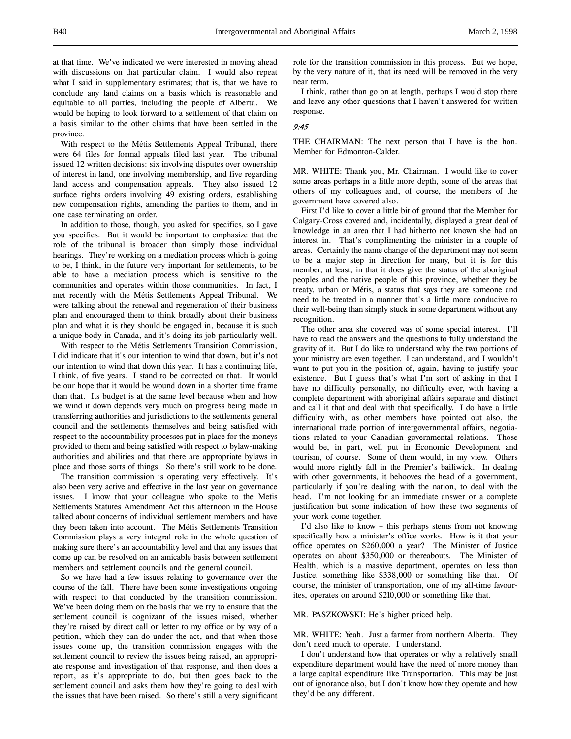at that time. We've indicated we were interested in moving ahead with discussions on that particular claim. I would also repeat what I said in supplementary estimates; that is, that we have to conclude any land claims on a basis which is reasonable and equitable to all parties, including the people of Alberta. We would be hoping to look forward to a settlement of that claim on a basis similar to the other claims that have been settled in the province.

With respect to the Métis Settlements Appeal Tribunal, there were 64 files for formal appeals filed last year. The tribunal issued 12 written decisions: six involving disputes over ownership of interest in land, one involving membership, and five regarding land access and compensation appeals. They also issued 12 surface rights orders involving 49 existing orders, establishing new compensation rights, amending the parties to them, and in one case terminating an order.

In addition to those, though, you asked for specifics, so I gave you specifics. But it would be important to emphasize that the role of the tribunal is broader than simply those individual hearings. They're working on a mediation process which is going to be, I think, in the future very important for settlements, to be able to have a mediation process which is sensitive to the communities and operates within those communities. In fact, I met recently with the Métis Settlements Appeal Tribunal. We were talking about the renewal and regeneration of their business plan and encouraged them to think broadly about their business plan and what it is they should be engaged in, because it is such a unique body in Canada, and it's doing its job particularly well.

With respect to the Métis Settlements Transition Commission, I did indicate that it's our intention to wind that down, but it's not our intention to wind that down this year. It has a continuing life, I think, of five years. I stand to be corrected on that. It would be our hope that it would be wound down in a shorter time frame than that. Its budget is at the same level because when and how we wind it down depends very much on progress being made in transferring authorities and jurisdictions to the settlements general council and the settlements themselves and being satisfied with respect to the accountability processes put in place for the moneys provided to them and being satisfied with respect to bylaw-making authorities and abilities and that there are appropriate bylaws in place and those sorts of things. So there's still work to be done.

The transition commission is operating very effectively. It's also been very active and effective in the last year on governance issues. I know that your colleague who spoke to the Metis Settlements Statutes Amendment Act this afternoon in the House talked about concerns of individual settlement members and have they been taken into account. The Métis Settlements Transition Commission plays a very integral role in the whole question of making sure there's an accountability level and that any issues that come up can be resolved on an amicable basis between settlement members and settlement councils and the general council.

So we have had a few issues relating to governance over the course of the fall. There have been some investigations ongoing with respect to that conducted by the transition commission. We've been doing them on the basis that we try to ensure that the settlement council is cognizant of the issues raised, whether they're raised by direct call or letter to my office or by way of a petition, which they can do under the act, and that when those issues come up, the transition commission engages with the settlement council to review the issues being raised, an appropriate response and investigation of that response, and then does a report, as it's appropriate to do, but then goes back to the settlement council and asks them how they're going to deal with the issues that have been raised. So there's still a very significant role for the transition commission in this process. But we hope, by the very nature of it, that its need will be removed in the very near term.

I think, rather than go on at length, perhaps I would stop there and leave any other questions that I haven't answered for written response.

*9:45*

THE CHAIRMAN: The next person that I have is the hon. Member for Edmonton-Calder.

MR. WHITE: Thank you, Mr. Chairman. I would like to cover some areas perhaps in a little more depth, some of the areas that others of my colleagues and, of course, the members of the government have covered also.

First I'd like to cover a little bit of ground that the Member for Calgary-Cross covered and, incidentally, displayed a great deal of knowledge in an area that I had hitherto not known she had an interest in. That's complimenting the minister in a couple of areas. Certainly the name change of the department may not seem to be a major step in direction for many, but it is for this member, at least, in that it does give the status of the aboriginal peoples and the native people of this province, whether they be treaty, urban or Métis, a status that says they are someone and need to be treated in a manner that's a little more conducive to their well-being than simply stuck in some department without any recognition.

The other area she covered was of some special interest. I'll have to read the answers and the questions to fully understand the gravity of it. But I do like to understand why the two portions of your ministry are even together. I can understand, and I wouldn't want to put you in the position of, again, having to justify your existence. But I guess that's what I'm sort of asking in that I have no difficulty personally, no difficulty ever, with having a complete department with aboriginal affairs separate and distinct and call it that and deal with that specifically. I do have a little difficulty with, as other members have pointed out also, the international trade portion of intergovernmental affairs, negotiations related to your Canadian governmental relations. Those would be, in part, well put in Economic Development and tourism, of course. Some of them would, in my view. Others would more rightly fall in the Premier's bailiwick. In dealing with other governments, it behooves the head of a government, particularly if you're dealing with the nation, to deal with the head. I'm not looking for an immediate answer or a complete justification but some indication of how these two segments of your work come together.

I'd also like to know – this perhaps stems from not knowing specifically how a minister's office works. How is it that your office operates on $260,000 a year? The Minister of Justice operates on about $350,000 or thereabouts. The Minister of Health, which is a massive department, operates on less than Justice, something like $338,000 or something like that. Of course, the minister of transportation, one of my all-time favourites, operates on around $210,000 or something like that.

MR. PASZKOWSKI: He's higher priced help.

MR. WHITE: Yeah. Just a farmer from northern Alberta. They don't need much to operate. I understand.

I don't understand how that operates or why a relatively small expenditure department would have the need of more money than a large capital expenditure like Transportation. This may be just out of ignorance also, but I don't know how they operate and how they'd be any different.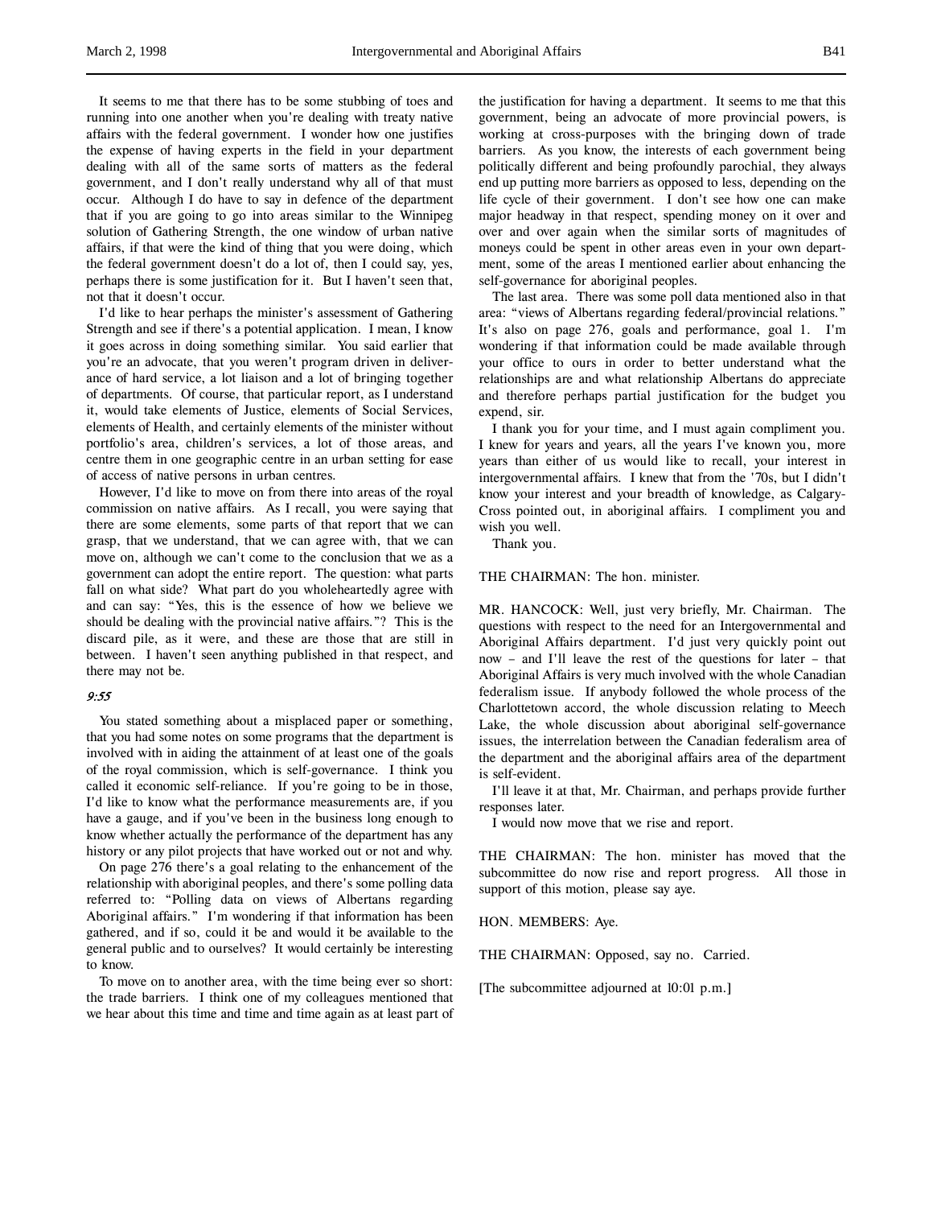It seems to me that there has to be some stubbing of toes and running into one another when you're dealing with treaty native affairs with the federal government. I wonder how one justifies the expense of having experts in the field in your department dealing with all of the same sorts of matters as the federal government, and I don't really understand why all of that must occur. Although I do have to say in defence of the department that if you are going to go into areas similar to the Winnipeg solution of Gathering Strength, the one window of urban native affairs, if that were the kind of thing that you were doing, which the federal government doesn't do a lot of, then I could say, yes, perhaps there is some justification for it. But I haven't seen that, not that it doesn't occur.

I'd like to hear perhaps the minister's assessment of Gathering Strength and see if there's a potential application. I mean, I know it goes across in doing something similar. You said earlier that you're an advocate, that you weren't program driven in deliverance of hard service, a lot liaison and a lot of bringing together of departments. Of course, that particular report, as I understand it, would take elements of Justice, elements of Social Services, elements of Health, and certainly elements of the minister without portfolio's area, children's services, a lot of those areas, and centre them in one geographic centre in an urban setting for ease of access of native persons in urban centres.

However, I'd like to move on from there into areas of the royal commission on native affairs. As I recall, you were saying that there are some elements, some parts of that report that we can grasp, that we understand, that we can agree with, that we can move on, although we can't come to the conclusion that we as a government can adopt the entire report. The question: what parts fall on what side? What part do you wholeheartedly agree with and can say: "Yes, this is the essence of how we believe we should be dealing with the provincial native affairs."? This is the discard pile, as it were, and these are those that are still in between. I haven't seen anything published in that respect, and there may not be.

*9:55*

You stated something about a misplaced paper or something, that you had some notes on some programs that the department is involved with in aiding the attainment of at least one of the goals of the royal commission, which is self-governance. I think you called it economic self-reliance. If you're going to be in those, I'd like to know what the performance measurements are, if you have a gauge, and if you've been in the business long enough to know whether actually the performance of the department has any history or any pilot projects that have worked out or not and why.

On page 276 there's a goal relating to the enhancement of the relationship with aboriginal peoples, and there's some polling data referred to: "Polling data on views of Albertans regarding Aboriginal affairs." I'm wondering if that information has been gathered, and if so, could it be and would it be available to the general public and to ourselves? It would certainly be interesting to know.

To move on to another area, with the time being ever so short: the trade barriers. I think one of my colleagues mentioned that we hear about this time and time and time again as at least part of the justification for having a department. It seems to me that this government, being an advocate of more provincial powers, is working at cross-purposes with the bringing down of trade barriers. As you know, the interests of each government being politically different and being profoundly parochial, they always end up putting more barriers as opposed to less, depending on the life cycle of their government. I don't see how one can make major headway in that respect, spending money on it over and over and over again when the similar sorts of magnitudes of moneys could be spent in other areas even in your own department, some of the areas I mentioned earlier about enhancing the self-governance for aboriginal peoples.

The last area. There was some poll data mentioned also in that area: "views of Albertans regarding federal/provincial relations." It's also on page 276, goals and performance, goal 1. I'm wondering if that information could be made available through your office to ours in order to better understand what the relationships are and what relationship Albertans do appreciate and therefore perhaps partial justification for the budget you expend, sir.

I thank you for your time, and I must again compliment you. I knew for years and years, all the years I've known you, more years than either of us would like to recall, your interest in intergovernmental affairs. I knew that from the '70s, but I didn't know your interest and your breadth of knowledge, as Calgary-Cross pointed out, in aboriginal affairs. I compliment you and wish you well.

Thank you.

THE CHAIRMAN: The hon. minister.

MR. HANCOCK: Well, just very briefly, Mr. Chairman. The questions with respect to the need for an Intergovernmental and Aboriginal Affairs department. I'd just very quickly point out now – and I'll leave the rest of the questions for later – that Aboriginal Affairs is very much involved with the whole Canadian federalism issue. If anybody followed the whole process of the Charlottetown accord, the whole discussion relating to Meech Lake, the whole discussion about aboriginal self-governance issues, the interrelation between the Canadian federalism area of the department and the aboriginal affairs area of the department is self-evident.

I'll leave it at that, Mr. Chairman, and perhaps provide further responses later.

I would now move that we rise and report.

THE CHAIRMAN: The hon. minister has moved that the subcommittee do now rise and report progress. All those in support of this motion, please say aye.

HON. MEMBERS: Aye.

THE CHAIRMAN: Opposed, say no. Carried.

[The subcommittee adjourned at 10:01 p.m.]